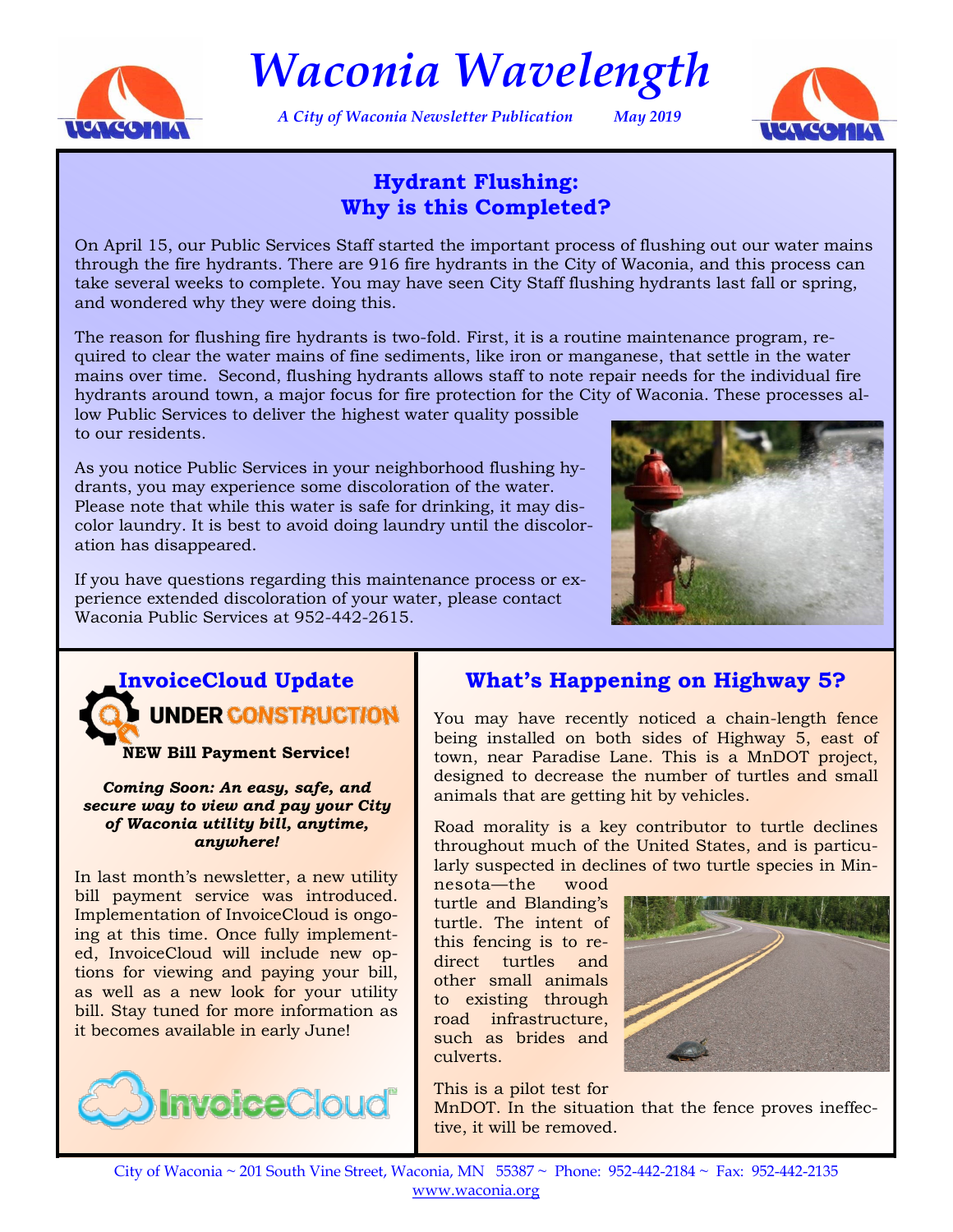# Waconia Wavelength

*A City of Waconia Newsletter Publication May 2019*

## Hydrant Flushing: Why is this Completed?

On April 15, our Public Services Staff started the important process of flushing out our water mains through the fire hydrants. There are 916 fire hydrants in the City of Waconia, and this process can take several weeks to complete. You may have seen City Staff flushing hydrants last fall or spring, and wondered why they were doing this.

The reason for flushing fire hydrants is two-fold. First, it is a routine maintenance program, required to clear the water mains of fine sediments, like iron or manganese, that settle in the water mains over time. Second, flushing hydrants allows staff to note repair needs for the individual fire hydrants around town, a major focus for fire protection for the City of Waconia. These processes allow Public Services to deliver the highest water quality possible to our residents.

As you notice Public Services in your neighborhood flushing hydrants, you may experience some discoloration of the water. Please note that while this water is safe for drinking, it may discolor laundry. It is best to avoid doing laundry until the discoloration has disappeared.

If you have questions regarding this maintenance process or experience extended discoloration of your water, please contact Waconia Public Services at 952-442-2615.

## InvoiceCloud Update

UNDER CONSTRUCTION

**NEW Bill Payment Service!**

***Coming Soon: An easy, safe, and secure way to view and pay your City of Waconia utility bill, anytime, anywhere!***

In last month's newsletter, a new utility bill payment service was introduced. Implementation of InvoiceCloud is ongoing at this time. Once fully implemented, InvoiceCloud will include new options for viewing and paying your bill, as well as a new look for your utility bill. Stay tuned for more information as it becomes available in early June!

## What's Happening on Highway 5?

You may have recently noticed a chain-length fence being installed on both sides of Highway 5, east of town, near Paradise Lane. This is a MnDOT project, designed to decrease the number of turtles and small animals that are getting hit by vehicles.

Road morality is a key contributor to turtle declines throughout much of the United States, and is particularly suspected in declines of two turtle species in Minnesota—the wood turtle and Blanding's turtle. The intent of this fencing is to redirect turtles and other small animals to existing through road infrastructure, such as brides and culverts.

This is a pilot test for MnDOT. In the situation that the fence proves ineffective, it will be removed.

City of Waconia ~ 201 South Vine Street, Waconia, MN 55387 ~ Phone: 952-442-2184 ~ Fax: 952-442-2135
www.waconia.org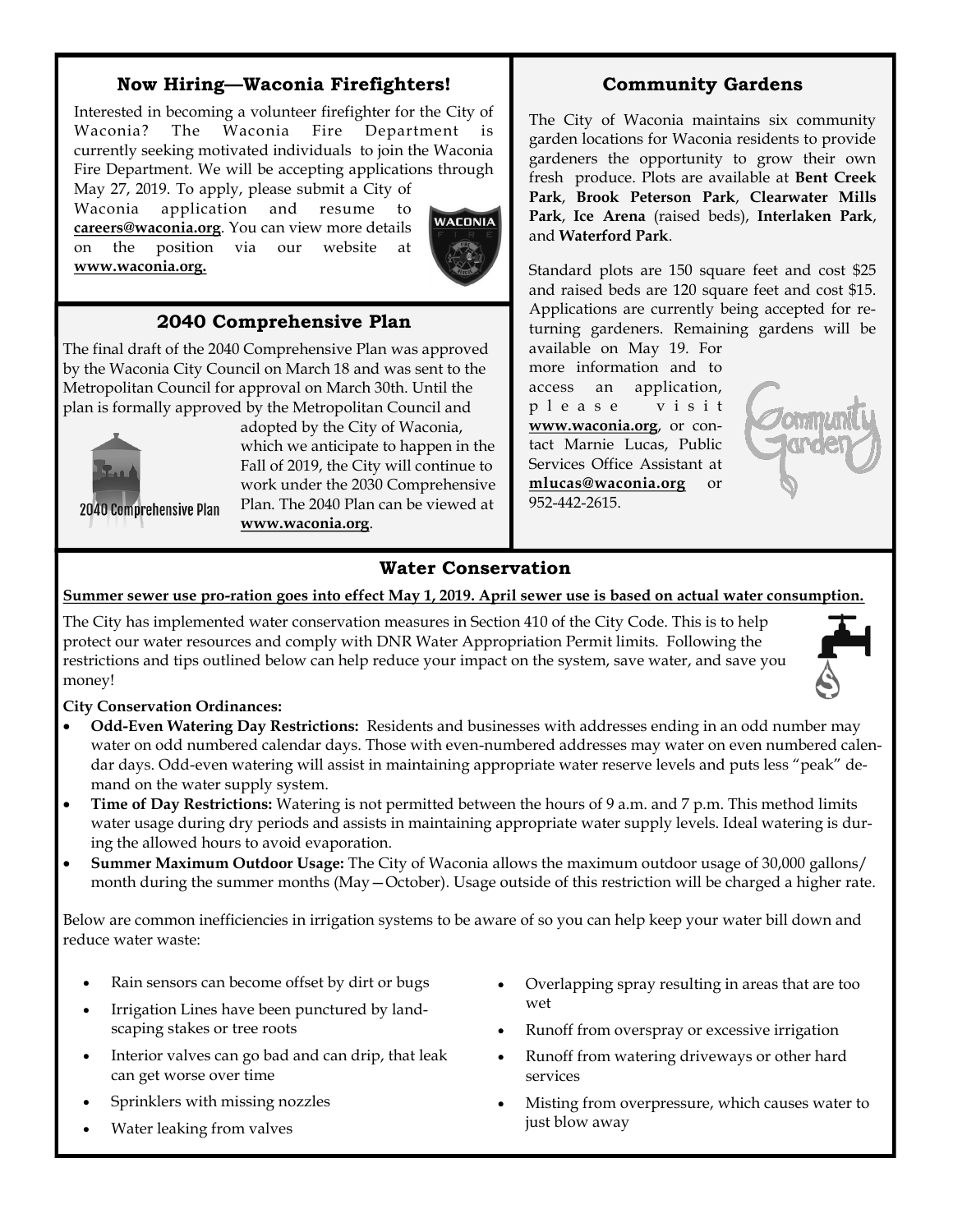## Now Hiring—Waconia Firefighters!

Interested in becoming a volunteer firefighter for the City of Waconia? The Waconia Fire Department is currently seeking motivated individuals to join the Waconia Fire Department. We will be accepting applications through May 27, 2019. To apply, please submit a City of Waconia application and resume to **careers@waconia.org**. You can view more details on the position via our website at **www.waconia.org.**

## 2040 Comprehensive Plan

The final draft of the 2040 Comprehensive Plan was approved by the Waconia City Council on March 18 and was sent to the Metropolitan Council for approval on March 30th. Until the plan is formally approved by the Metropolitan Council and adopted by the City of Waconia, which we anticipate to happen in the Fall of 2019, the City will continue to work under the 2030 Comprehensive Plan. The 2040 Plan can be viewed at **www.waconia.org**.

## Community Gardens

The City of Waconia maintains six community garden locations for Waconia residents to provide gardeners the opportunity to grow their own fresh produce. Plots are available at **Bent Creek Park**, **Brook Peterson Park**, **Clearwater Mills Park**, **Ice Arena** (raised beds), **Interlaken Park**, and **Waterford Park**.

Standard plots are 150 square feet and cost $25 and raised beds are 120 square feet and cost $15. Applications are currently being accepted for returning gardeners. Remaining gardens will be available on May 19. For more information and to access an application, please visit **www.waconia.org**, or contact Marnie Lucas, Public Services Office Assistant at **mlucas@waconia.org** or 952-442-2615.

## Water Conservation

**Summer sewer use pro-ration goes into effect May 1, 2019. April sewer use is based on actual water consumption.**

The City has implemented water conservation measures in Section 410 of the City Code. This is to help protect our water resources and comply with DNR Water Appropriation Permit limits. Following the restrictions and tips outlined below can help reduce your impact on the system, save water, and save you money!

**City Conservation Ordinances:**

- **Odd-Even Watering Day Restrictions:** Residents and businesses with addresses ending in an odd number may water on odd numbered calendar days. Those with even-numbered addresses may water on even numbered calendar days. Odd-even watering will assist in maintaining appropriate water reserve levels and puts less "peak" demand on the water supply system.
- **Time of Day Restrictions:** Watering is not permitted between the hours of 9 a.m. and 7 p.m. This method limits water usage during dry periods and assists in maintaining appropriate water supply levels. Ideal watering is during the allowed hours to avoid evaporation.
- **Summer Maximum Outdoor Usage:** The City of Waconia allows the maximum outdoor usage of 30,000 gallons/month during the summer months (May—October). Usage outside of this restriction will be charged a higher rate.

Below are common inefficiencies in irrigation systems to be aware of so you can help keep your water bill down and reduce water waste:

- Rain sensors can become offset by dirt or bugs
- Irrigation Lines have been punctured by landscaping stakes or tree roots
- Interior valves can go bad and can drip, that leak can get worse over time
- Sprinklers with missing nozzles
- Water leaking from valves
- Overlapping spray resulting in areas that are too wet
- Runoff from overspray or excessive irrigation
- Runoff from watering driveways or other hard services
- Misting from overpressure, which causes water to just blow away